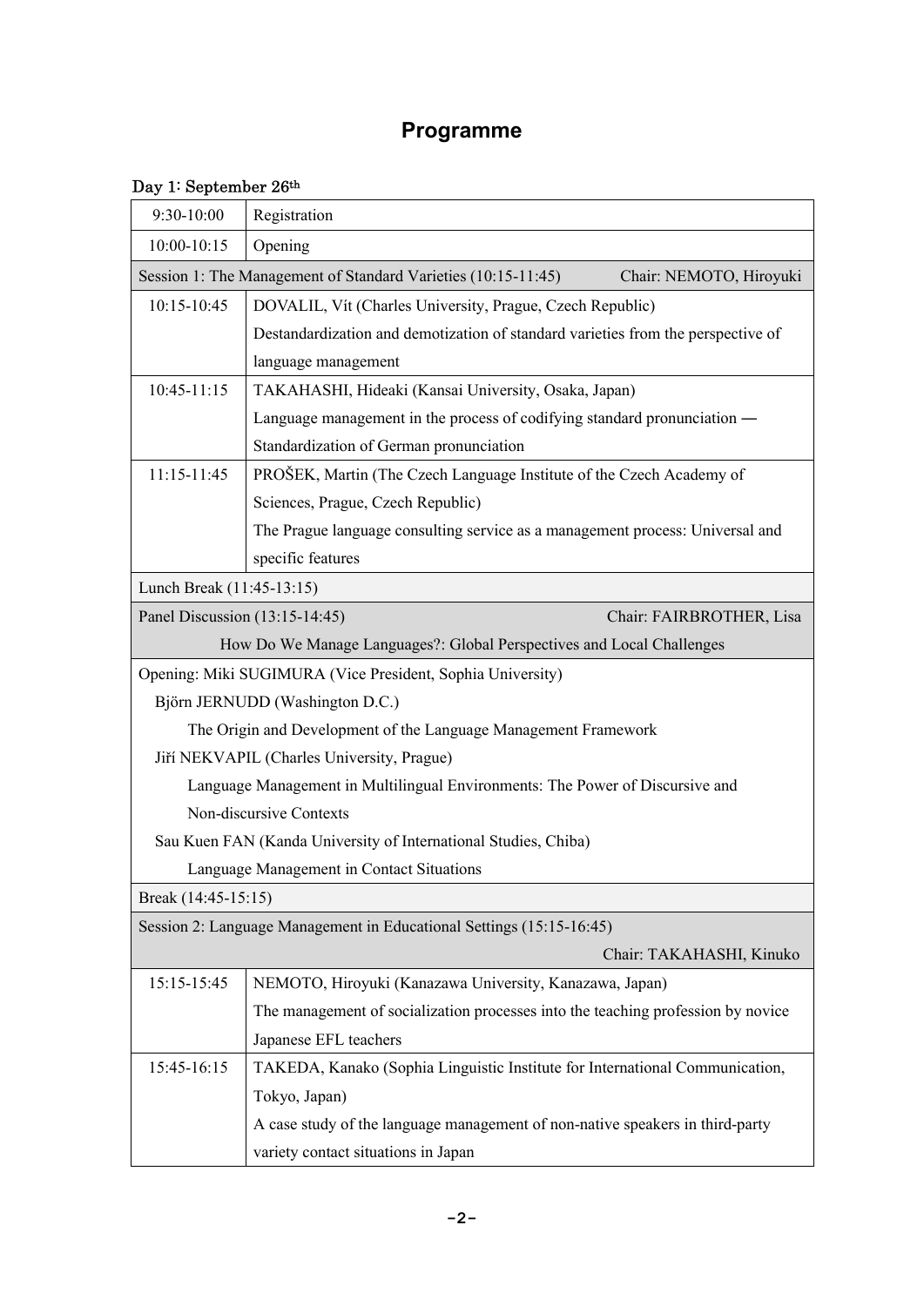# Programme

Day 1: September 26th

| | |
|---|---|
| 9:30-10:00 | Registration |
| 10:00-10:15 | Opening |
| Session 1: The Management of Standard Varieties (10:15-11:45) Chair: NEMOTO, Hiroyuki | |
| 10:15-10:45 | DOVALIL, Vít (Charles University, Prague, Czech Republic)<br>Destandardization and demotization of standard varieties from the perspective of language management |
| 10:45-11:15 | TAKAHASHI, Hideaki (Kansai University, Osaka, Japan)<br>Language management in the process of codifying standard pronunciation — Standardization of German pronunciation |
| 11:15-11:45 | PROŠEK, Martin (The Czech Language Institute of the Czech Academy of Sciences, Prague, Czech Republic)<br>The Prague language consulting service as a management process: Universal and specific features |
| Lunch Break (11:45-13:15) | |
| Panel Discussion (13:15-14:45) Chair: FAIRBROTHER, Lisa<br>How Do We Manage Languages?: Global Perspectives and Local Challenges | |
| Opening: Miki SUGIMURA (Vice President, Sophia University)<br>Björn JERNUDD (Washington D.C.)<br>The Origin and Development of the Language Management Framework<br>Jiří NEKVAPIL (Charles University, Prague)<br>Language Management in Multilingual Environments: The Power of Discursive and Non-discursive Contexts<br>Sau Kuen FAN (Kanda University of International Studies, Chiba)<br>Language Management in Contact Situations | |
| Break (14:45-15:15) | |
| Session 2: Language Management in Educational Settings (15:15-16:45) Chair: TAKAHASHI, Kinuko | |
| 15:15-15:45 | NEMOTO, Hiroyuki (Kanazawa University, Kanazawa, Japan)<br>The management of socialization processes into the teaching profession by novice Japanese EFL teachers |
| 15:45-16:15 | TAKEDA, Kanako (Sophia Linguistic Institute for International Communication, Tokyo, Japan)<br>A case study of the language management of non-native speakers in third-party variety contact situations in Japan |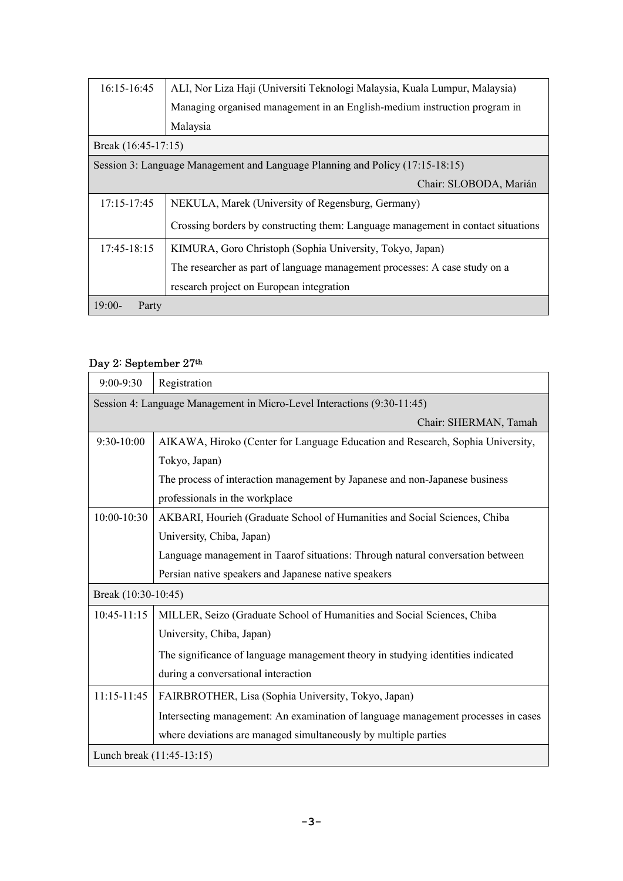| | |
|---|---|
| 16:15-16:45 | ALI, Nor Liza Haji (Universiti Teknologi Malaysia, Kuala Lumpur, Malaysia)<br>Managing organised management in an English-medium instruction program in Malaysia |
| Break (16:45-17:15) | |
| Session 3: Language Management and Language Planning and Policy (17:15-18:15)<br>Chair: SLOBODA, Marián | |
| 17:15-17:45 | NEKULA, Marek (University of Regensburg, Germany)<br>Crossing borders by constructing them: Language management in contact situations |
| 17:45-18:15 | KIMURA, Goro Christoph (Sophia University, Tokyo, Japan)<br>The researcher as part of language management processes: A case study on a research project on European integration |
| 19:00- Party | |

### Day 2: September 27th

| | |
|---|---|
| 9:00-9:30 | Registration |
| Session 4: Language Management in Micro-Level Interactions (9:30-11:45)<br>Chair: SHERMAN, Tamah | |
| 9:30-10:00 | AIKAWA, Hiroko (Center for Language Education and Research, Sophia University, Tokyo, Japan)<br>The process of interaction management by Japanese and non-Japanese business professionals in the workplace |
| 10:00-10:30 | AKBARI, Hourieh (Graduate School of Humanities and Social Sciences, Chiba University, Chiba, Japan)<br>Language management in Taarof situations: Through natural conversation between Persian native speakers and Japanese native speakers |
| Break (10:30-10:45) | |
| 10:45-11:15 | MILLER, Seizo (Graduate School of Humanities and Social Sciences, Chiba University, Chiba, Japan)<br>The significance of language management theory in studying identities indicated during a conversational interaction |
| 11:15-11:45 | FAIRBROTHER, Lisa (Sophia University, Tokyo, Japan)<br>Intersecting management: An examination of language management processes in cases where deviations are managed simultaneously by multiple parties |
| Lunch break (11:45-13:15) | |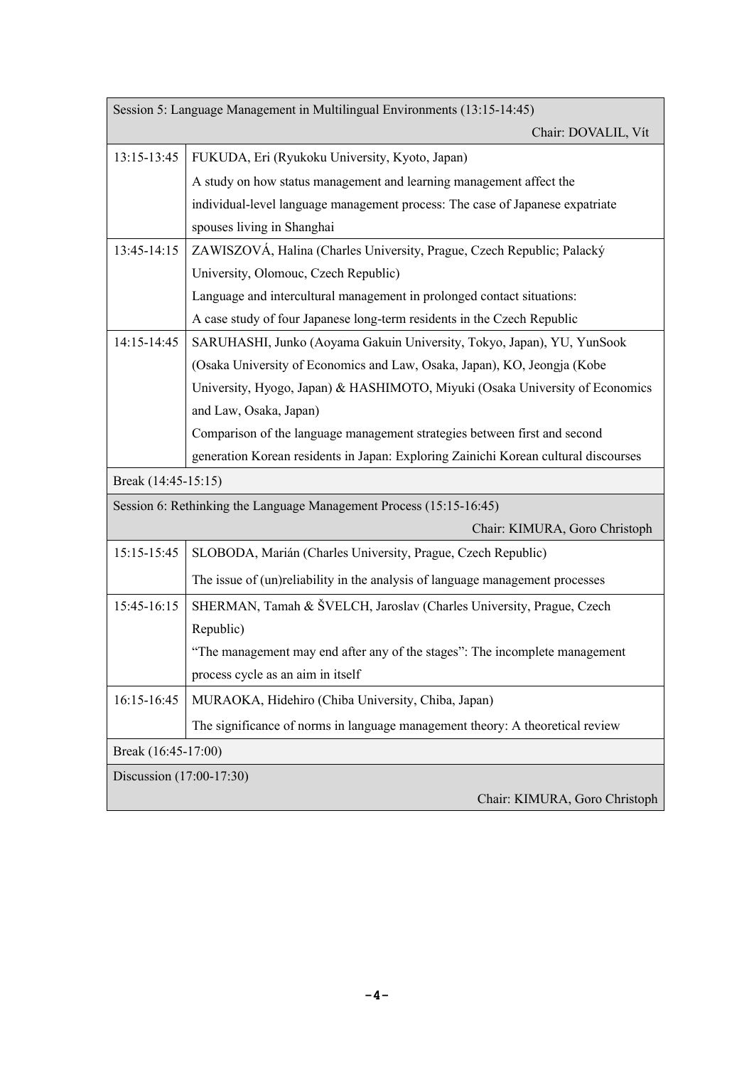| | |
|---|---|
| Session 5: Language Management in Multilingual Environments (13:15-14:45) Chair: DOVALIL, Vít | |
| 13:15-13:45 | FUKUDA, Eri (Ryukoku University, Kyoto, Japan)<br>A study on how status management and learning management affect the individual-level language management process: The case of Japanese expatriate spouses living in Shanghai |
| 13:45-14:15 | ZAWISZOVÁ, Halina (Charles University, Prague, Czech Republic; Palacký University, Olomouc, Czech Republic)<br>Language and intercultural management in prolonged contact situations: A case study of four Japanese long-term residents in the Czech Republic |
| 14:15-14:45 | SARUHASHI, Junko (Aoyama Gakuin University, Tokyo, Japan), YU, YunSook (Osaka University of Economics and Law, Osaka, Japan), KO, Jeongja (Kobe University, Hyogo, Japan) & HASHIMOTO, Miyuki (Osaka University of Economics and Law, Osaka, Japan)<br>Comparison of the language management strategies between first and second generation Korean residents in Japan: Exploring Zainichi Korean cultural discourses |
| Break (14:45-15:15) | |
| Session 6: Rethinking the Language Management Process (15:15-16:45) Chair: KIMURA, Goro Christoph | |
| 15:15-15:45 | SLOBODA, Marián (Charles University, Prague, Czech Republic)<br>The issue of (un)reliability in the analysis of language management processes |
| 15:45-16:15 | SHERMAN, Tamah & ŠVELCH, Jaroslav (Charles University, Prague, Czech Republic)<br>"The management may end after any of the stages": The incomplete management process cycle as an aim in itself |
| 16:15-16:45 | MURAOKA, Hidehiro (Chiba University, Chiba, Japan)<br>The significance of norms in language management theory: A theoretical review |
| Break (16:45-17:00) | |
| Discussion (17:00-17:30) Chair: KIMURA, Goro Christoph | |